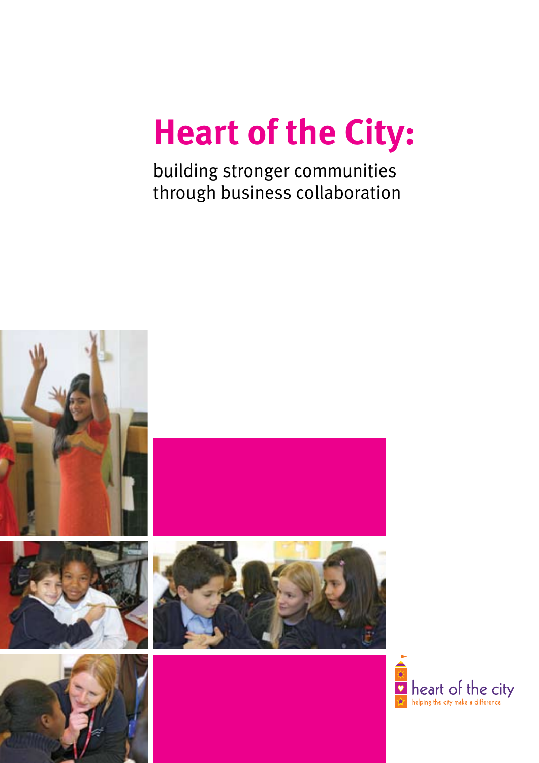# Heart of the City:

building stronger communities through business collaboration

heart of the city

helping the city make a difference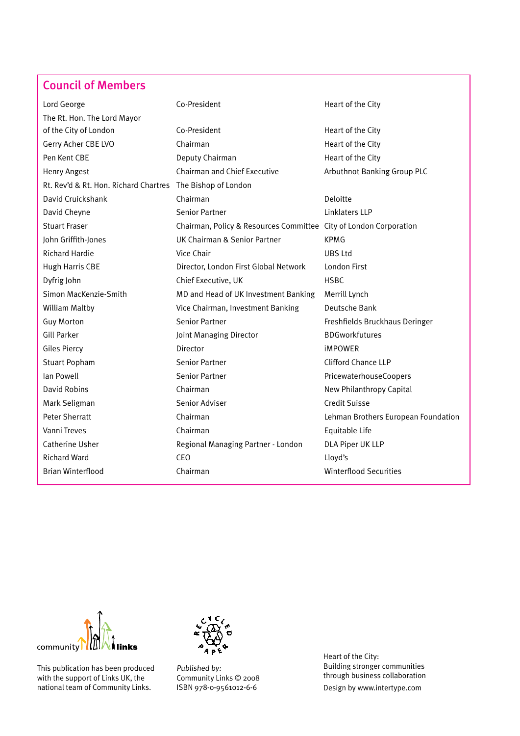## Council of Members

| | | |
|---|---|---|
| Lord George | Co-President | Heart of the City |
| The Rt. Hon. The Lord Mayor of the City of London | Co-President | Heart of the City |
| Gerry Acher CBE LVO | Chairman | Heart of the City |
| Pen Kent CBE | Deputy Chairman | Heart of the City |
| Henry Angest | Chairman and Chief Executive | Arbuthnot Banking Group PLC |
| Rt. Rev'd & Rt. Hon. Richard Chartres | The Bishop of London | |
| David Cruickshank | Chairman | Deloitte |
| David Cheyne | Senior Partner | Linklaters LLP |
| Stuart Fraser | Chairman, Policy & Resources Committee | City of London Corporation |
| John Griffith-Jones | UK Chairman & Senior Partner | KPMG |
| Richard Hardie | Vice Chair | UBS Ltd |
| Hugh Harris CBE | Director, London First Global Network | London First |
| Dyfrig John | Chief Executive, UK | HSBC |
| Simon MacKenzie-Smith | MD and Head of UK Investment Banking | Merrill Lynch |
| William Maltby | Vice Chairman, Investment Banking | Deutsche Bank |
| Guy Morton | Senior Partner | Freshfields Bruckhaus Deringer |
| Gill Parker | Joint Managing Director | BDGworkfutures |
| Giles Piercy | Director | iMPOWER |
| Stuart Popham | Senior Partner | Clifford Chance LLP |
| Ian Powell | Senior Partner | PricewaterhouseCoopers |
| David Robins | Chairman | New Philanthropy Capital |
| Mark Seligman | Senior Adviser | Credit Suisse |
| Peter Sherratt | Chairman | Lehman Brothers European Foundation |
| Vanni Treves | Chairman | Equitable Life |
| Catherine Usher | Regional Managing Partner - London | DLA Piper UK LLP |
| Richard Ward | CEO | Lloyd's |
| Brian Winterflood | Chairman | Winterflood Securities |

community links

This publication has been produced with the support of Links UK, the national team of Community Links.

*Published by:*
Community Links © 2008
ISBN 978-0-9561012-6-6

Heart of the City:
Building stronger communities through business collaboration

Design by www.intertype.com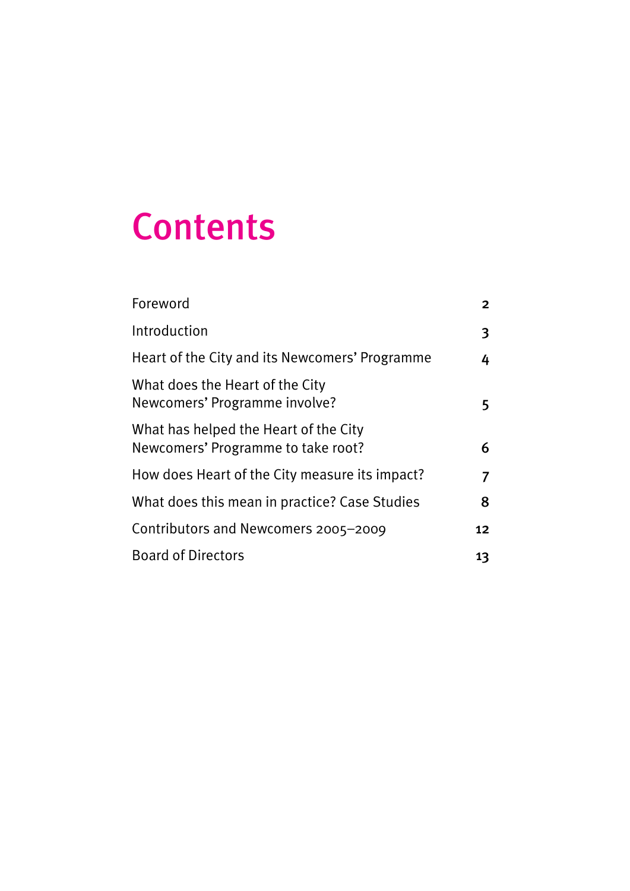# Contents

| | |
|---|---|
| Foreword | 2 |
| Introduction | 3 |
| Heart of the City and its Newcomers' Programme | 4 |
| What does the Heart of the City Newcomers' Programme involve? | 5 |
| What has helped the Heart of the City Newcomers' Programme to take root? | 6 |
| How does Heart of the City measure its impact? | 7 |
| What does this mean in practice? Case Studies | 8 |
| Contributors and Newcomers 2005–2009 | 12 |
| Board of Directors | 13 |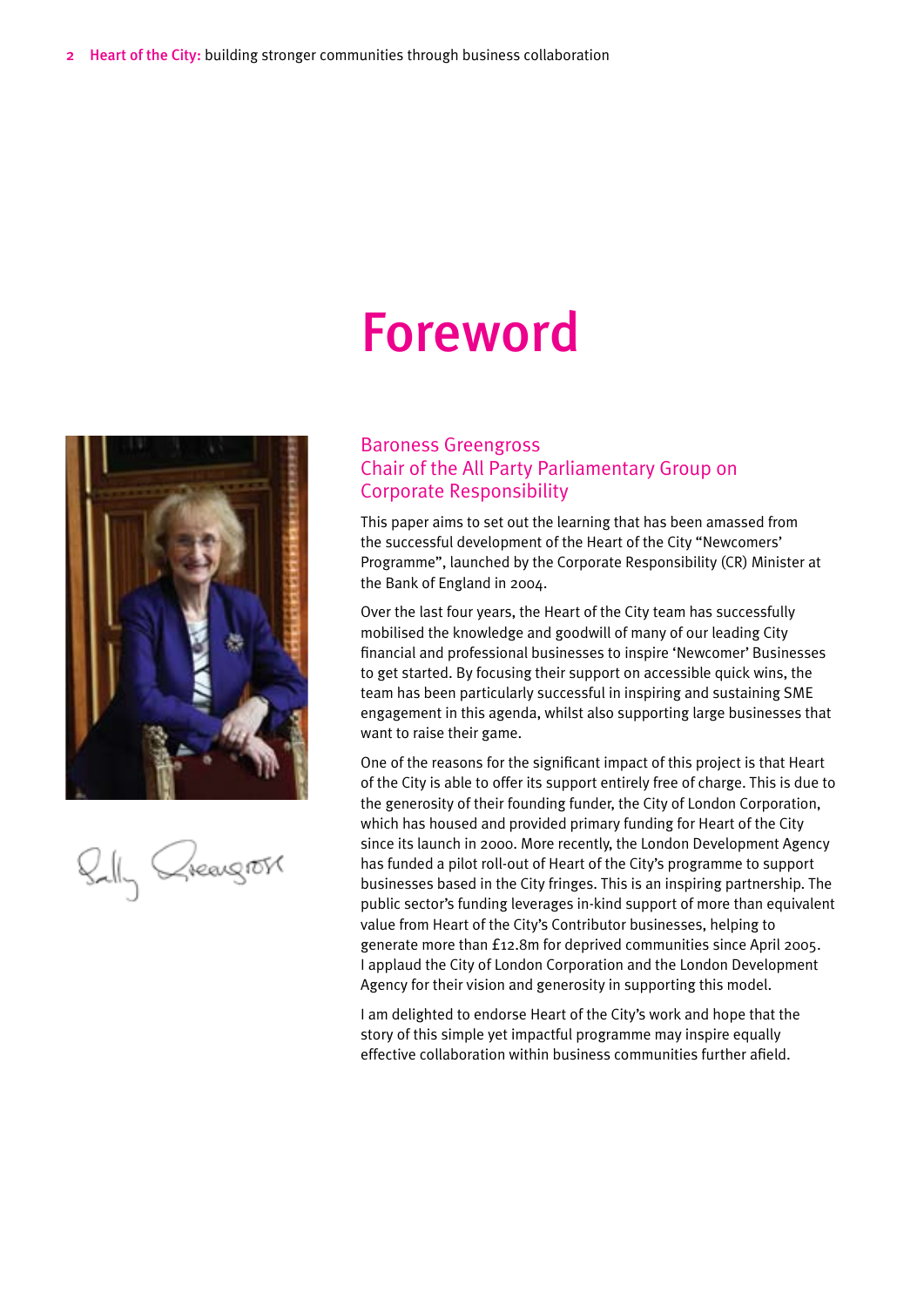# Foreword

## Baroness Greengross
## Chair of the All Party Parliamentary Group on Corporate Responsibility

This paper aims to set out the learning that has been amassed from the successful development of the Heart of the City "Newcomers' Programme", launched by the Corporate Responsibility (CR) Minister at the Bank of England in 2004.

Over the last four years, the Heart of the City team has successfully mobilised the knowledge and goodwill of many of our leading City financial and professional businesses to inspire 'Newcomer' Businesses to get started. By focusing their support on accessible quick wins, the team has been particularly successful in inspiring and sustaining SME engagement in this agenda, whilst also supporting large businesses that want to raise their game.

One of the reasons for the significant impact of this project is that Heart of the City is able to offer its support entirely free of charge. This is due to the generosity of their founding funder, the City of London Corporation, which has housed and provided primary funding for Heart of the City since its launch in 2000. More recently, the London Development Agency has funded a pilot roll-out of Heart of the City's programme to support businesses based in the City fringes. This is an inspiring partnership. The public sector's funding leverages in-kind support of more than equivalent value from Heart of the City's Contributor businesses, helping to generate more than £12.8m for deprived communities since April 2005. I applaud the City of London Corporation and the London Development Agency for their vision and generosity in supporting this model.

I am delighted to endorse Heart of the City's work and hope that the story of this simple yet impactful programme may inspire equally effective collaboration within business communities further afield.

Sally Greengross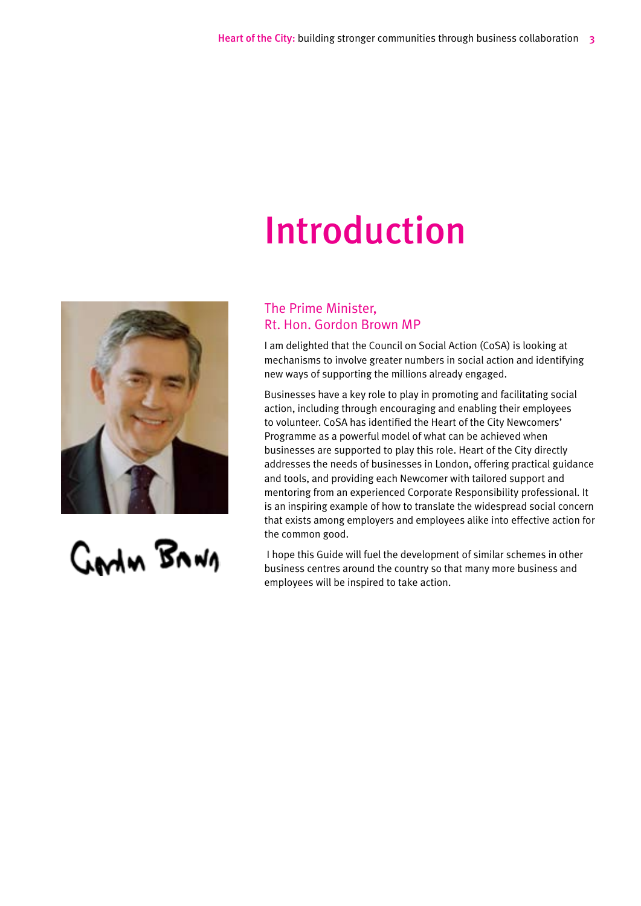# Introduction

## The Prime Minister, Rt. Hon. Gordon Brown MP

I am delighted that the Council on Social Action (CoSA) is looking at mechanisms to involve greater numbers in social action and identifying new ways of supporting the millions already engaged.

Businesses have a key role to play in promoting and facilitating social action, including through encouraging and enabling their employees to volunteer. CoSA has identified the Heart of the City Newcomers' Programme as a powerful model of what can be achieved when businesses are supported to play this role. Heart of the City directly addresses the needs of businesses in London, offering practical guidance and tools, and providing each Newcomer with tailored support and mentoring from an experienced Corporate Responsibility professional. It is an inspiring example of how to translate the widespread social concern that exists among employers and employees alike into effective action for the common good.

I hope this Guide will fuel the development of similar schemes in other business centres around the country so that many more business and employees will be inspired to take action.

Gordon Brown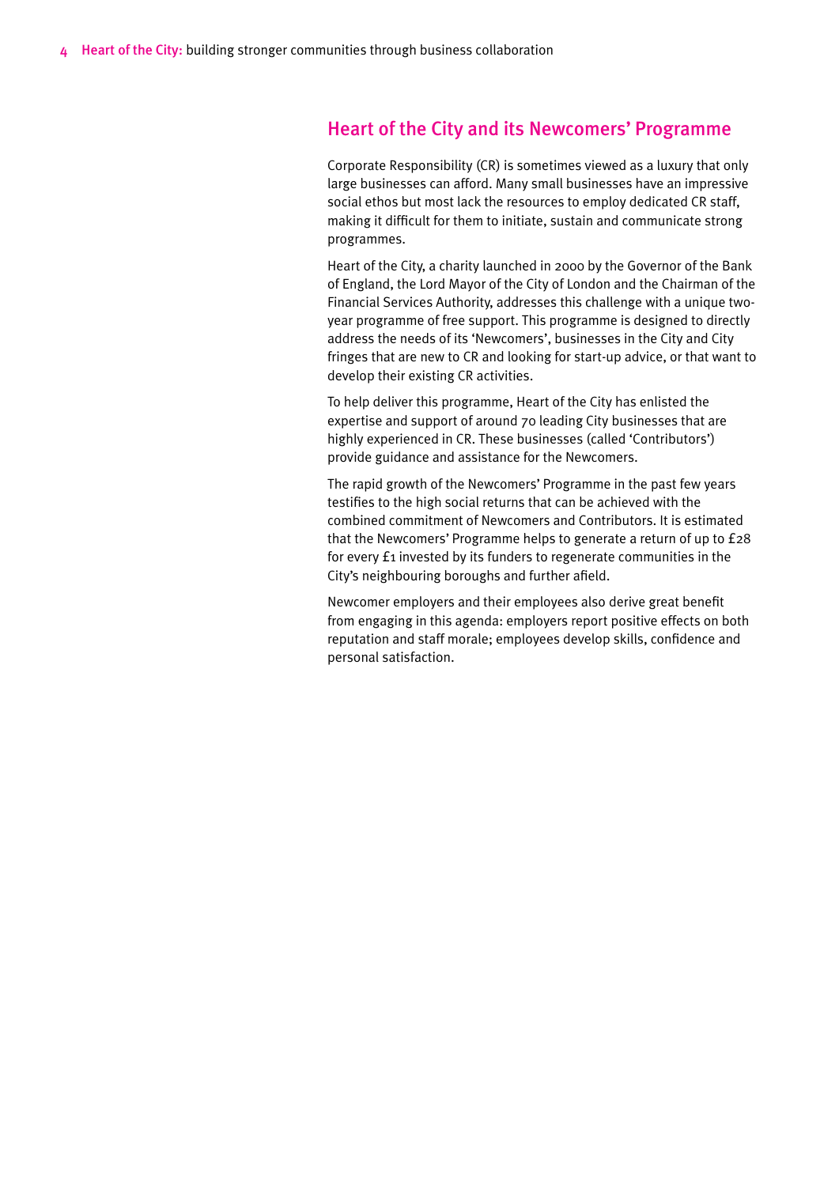## Heart of the City and its Newcomers' Programme

Corporate Responsibility (CR) is sometimes viewed as a luxury that only large businesses can afford. Many small businesses have an impressive social ethos but most lack the resources to employ dedicated CR staff, making it difficult for them to initiate, sustain and communicate strong programmes.

Heart of the City, a charity launched in 2000 by the Governor of the Bank of England, the Lord Mayor of the City of London and the Chairman of the Financial Services Authority, addresses this challenge with a unique two-year programme of free support. This programme is designed to directly address the needs of its 'Newcomers', businesses in the City and City fringes that are new to CR and looking for start-up advice, or that want to develop their existing CR activities.

To help deliver this programme, Heart of the City has enlisted the expertise and support of around 70 leading City businesses that are highly experienced in CR. These businesses (called 'Contributors') provide guidance and assistance for the Newcomers.

The rapid growth of the Newcomers' Programme in the past few years testifies to the high social returns that can be achieved with the combined commitment of Newcomers and Contributors. It is estimated that the Newcomers' Programme helps to generate a return of up to £28 for every £1 invested by its funders to regenerate communities in the City's neighbouring boroughs and further afield.

Newcomer employers and their employees also derive great benefit from engaging in this agenda: employers report positive effects on both reputation and staff morale; employees develop skills, confidence and personal satisfaction.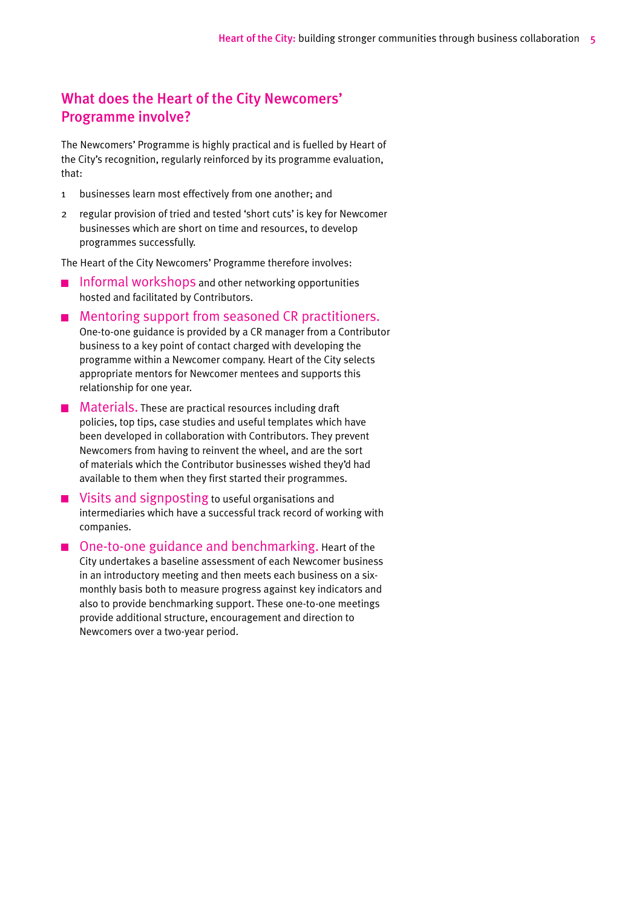## What does the Heart of the City Newcomers' Programme involve?

The Newcomers' Programme is highly practical and is fuelled by Heart of the City's recognition, regularly reinforced by its programme evaluation, that:

1. businesses learn most effectively from one another; and
2. regular provision of tried and tested 'short cuts' is key for Newcomer businesses which are short on time and resources, to develop programmes successfully.

The Heart of the City Newcomers' Programme therefore involves:

- **Informal workshops** and other networking opportunities hosted and facilitated by Contributors.
- **Mentoring support from seasoned CR practitioners.** One-to-one guidance is provided by a CR manager from a Contributor business to a key point of contact charged with developing the programme within a Newcomer company. Heart of the City selects appropriate mentors for Newcomer mentees and supports this relationship for one year.
- **Materials.** These are practical resources including draft policies, top tips, case studies and useful templates which have been developed in collaboration with Contributors. They prevent Newcomers from having to reinvent the wheel, and are the sort of materials which the Contributor businesses wished they'd had available to them when they first started their programmes.
- **Visits and signposting** to useful organisations and intermediaries which have a successful track record of working with companies.
- **One-to-one guidance and benchmarking.** Heart of the City undertakes a baseline assessment of each Newcomer business in an introductory meeting and then meets each business on a six-monthly basis both to measure progress against key indicators and also to provide benchmarking support. These one-to-one meetings provide additional structure, encouragement and direction to Newcomers over a two-year period.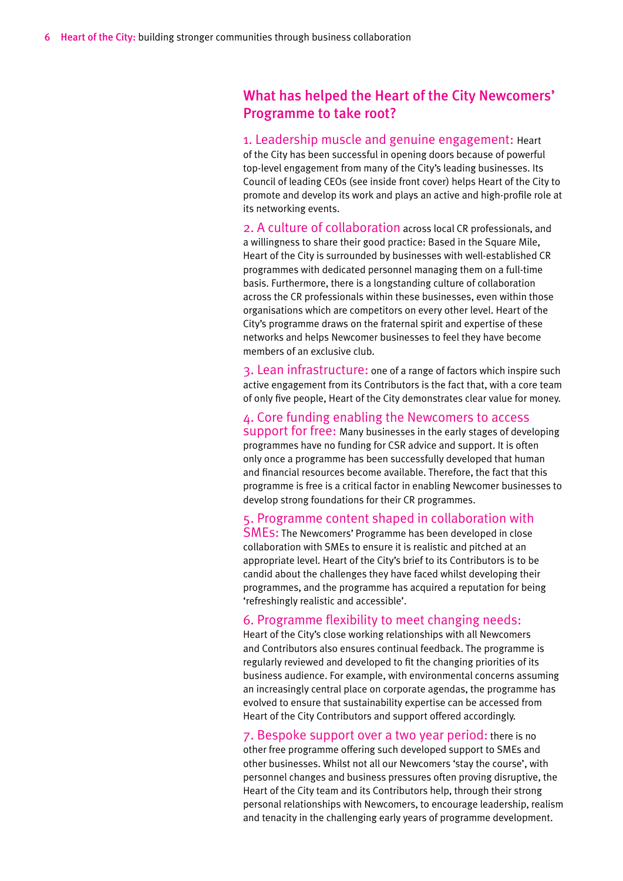## What has helped the Heart of the City Newcomers' Programme to take root?

**1. Leadership muscle and genuine engagement:** Heart of the City has been successful in opening doors because of powerful top-level engagement from many of the City's leading businesses. Its Council of leading CEOs (see inside front cover) helps Heart of the City to promote and develop its work and plays an active and high-profile role at its networking events.

**2. A culture of collaboration** across local CR professionals, and a willingness to share their good practice: Based in the Square Mile, Heart of the City is surrounded by businesses with well-established CR programmes with dedicated personnel managing them on a full-time basis. Furthermore, there is a longstanding culture of collaboration across the CR professionals within these businesses, even within those organisations which are competitors on every other level. Heart of the City's programme draws on the fraternal spirit and expertise of these networks and helps Newcomer businesses to feel they have become members of an exclusive club.

**3. Lean infrastructure:** one of a range of factors which inspire such active engagement from its Contributors is the fact that, with a core team of only five people, Heart of the City demonstrates clear value for money.

**4. Core funding enabling the Newcomers to access support for free:** Many businesses in the early stages of developing programmes have no funding for CSR advice and support. It is often only once a programme has been successfully developed that human and financial resources become available. Therefore, the fact that this programme is free is a critical factor in enabling Newcomer businesses to develop strong foundations for their CR programmes.

**5. Programme content shaped in collaboration with SMEs:** The Newcomers' Programme has been developed in close collaboration with SMEs to ensure it is realistic and pitched at an appropriate level. Heart of the City's brief to its Contributors is to be candid about the challenges they have faced whilst developing their programmes, and the programme has acquired a reputation for being 'refreshingly realistic and accessible'.

**6. Programme flexibility to meet changing needs:** Heart of the City's close working relationships with all Newcomers and Contributors also ensures continual feedback. The programme is regularly reviewed and developed to fit the changing priorities of its business audience. For example, with environmental concerns assuming an increasingly central place on corporate agendas, the programme has evolved to ensure that sustainability expertise can be accessed from Heart of the City Contributors and support offered accordingly.

**7. Bespoke support over a two year period:** there is no other free programme offering such developed support to SMEs and other businesses. Whilst not all our Newcomers 'stay the course', with personnel changes and business pressures often proving disruptive, the Heart of the City team and its Contributors help, through their strong personal relationships with Newcomers, to encourage leadership, realism and tenacity in the challenging early years of programme development.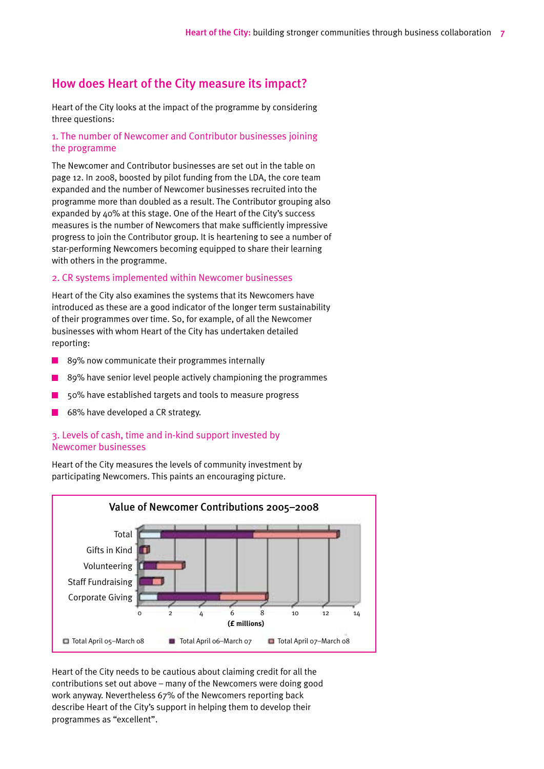## How does Heart of the City measure its impact?

Heart of the City looks at the impact of the programme by considering three questions:

### 1. The number of Newcomer and Contributor businesses joining the programme

The Newcomer and Contributor businesses are set out in the table on page 12. In 2008, boosted by pilot funding from the LDA, the core team expanded and the number of Newcomer businesses recruited into the programme more than doubled as a result. The Contributor grouping also expanded by 40% at this stage. One of the Heart of the City's success measures is the number of Newcomers that make sufficiently impressive progress to join the Contributor group. It is heartening to see a number of star-performing Newcomers becoming equipped to share their learning with others in the programme.

### 2. CR systems implemented within Newcomer businesses

Heart of the City also examines the systems that its Newcomers have introduced as these are a good indicator of the longer term sustainability of their programmes over time. So, for example, of all the Newcomer businesses with whom Heart of the City has undertaken detailed reporting:

- 89% now communicate their programmes internally
- 89% have senior level people actively championing the programmes
- 50% have established targets and tools to measure progress
- 68% have developed a CR strategy.

### 3. Levels of cash, time and in-kind support invested by Newcomer businesses

Heart of the City measures the levels of community investment by participating Newcomers. This paints an encouraging picture.

**Value of Newcomer Contributions 2005–2008**

Categories: Total, Gifts in Kind, Volunteering, Staff Fundraising, Corporate Giving

X-axis: 0, 2, 4, 6, 8, 10, 12, 14 (£ millions)

Legend: Total April 05–March 08 · Total April 06–March 07 · Total April 07–March 08

Heart of the City needs to be cautious about claiming credit for all the contributions set out above – many of the Newcomers were doing good work anyway. Nevertheless 67% of the Newcomers reporting back describe Heart of the City's support in helping them to develop their programmes as "excellent".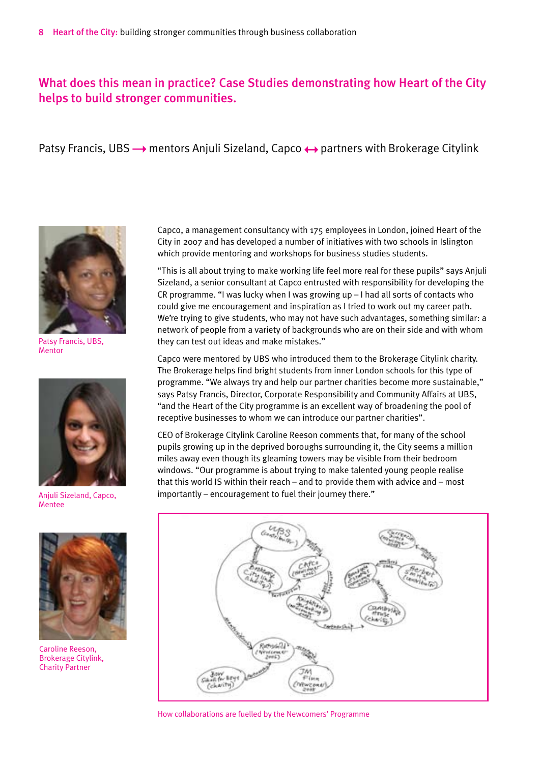## What does this mean in practice? Case Studies demonstrating how Heart of the City helps to build stronger communities.

Patsy Francis, UBS ⟶ mentors Anjuli Sizeland, Capco ⟷ partners with Brokerage Citylink

Patsy Francis, UBS, Mentor

Anjuli Sizeland, Capco, Mentee

Caroline Reeson, Brokerage Citylink, Charity Partner

Capco, a management consultancy with 175 employees in London, joined Heart of the City in 2007 and has developed a number of initiatives with two schools in Islington which provide mentoring and workshops for business studies students.

"This is all about trying to make working life feel more real for these pupils" says Anjuli Sizeland, a senior consultant at Capco entrusted with responsibility for developing the CR programme. "I was lucky when I was growing up – I had all sorts of contacts who could give me encouragement and inspiration as I tried to work out my career path. We're trying to give students, who may not have such advantages, something similar: a network of people from a variety of backgrounds who are on their side and with whom they can test out ideas and make mistakes."

Capco were mentored by UBS who introduced them to the Brokerage Citylink charity. The Brokerage helps find bright students from inner London schools for this type of programme. "We always try and help our partner charities become more sustainable," says Patsy Francis, Director, Corporate Responsibility and Community Affairs at UBS, "and the Heart of the City programme is an excellent way of broadening the pool of receptive businesses to whom we can introduce our partner charities".

CEO of Brokerage Citylink Caroline Reeson comments that, for many of the school pupils growing up in the deprived boroughs surrounding it, the City seems a million miles away even though its gleaming towers may be visible from their bedroom windows. "Our programme is about trying to make talented young people realise that this world IS within their reach – and to provide them with advice and – most importantly – encouragement to fuel their journey there."

How collaborations are fuelled by the Newcomers' Programme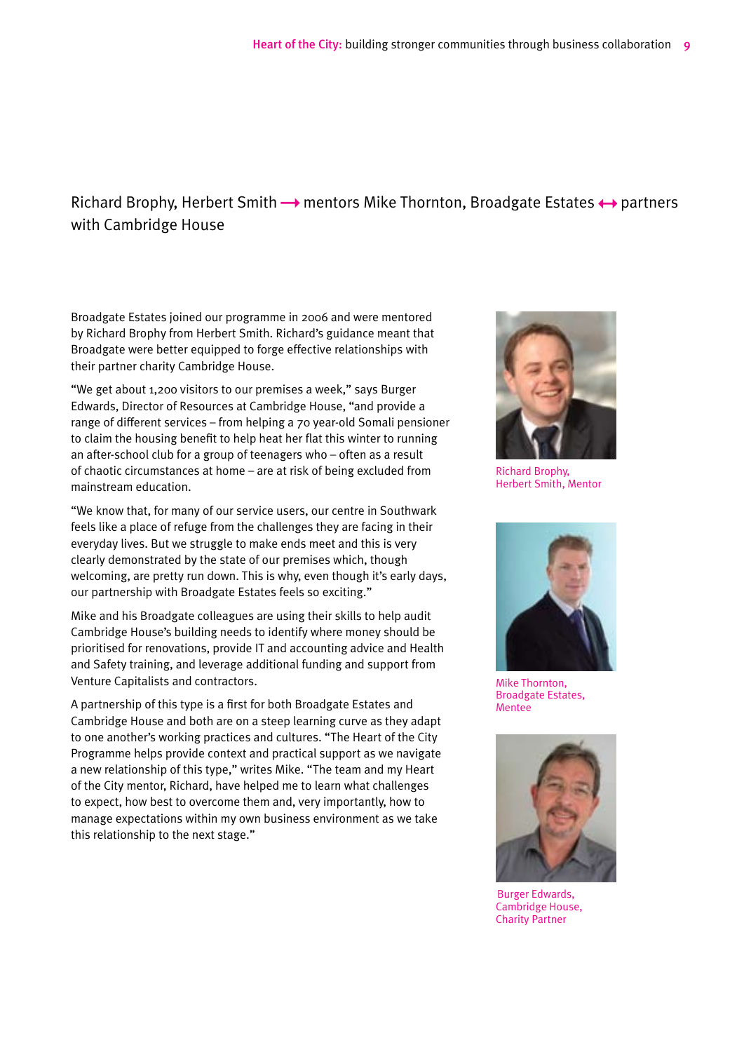## Richard Brophy, Herbert Smith → mentors Mike Thornton, Broadgate Estates ↔ partners with Cambridge House

Broadgate Estates joined our programme in 2006 and were mentored by Richard Brophy from Herbert Smith. Richard's guidance meant that Broadgate were better equipped to forge effective relationships with their partner charity Cambridge House.

"We get about 1,200 visitors to our premises a week," says Burger Edwards, Director of Resources at Cambridge House, "and provide a range of different services – from helping a 70 year-old Somali pensioner to claim the housing benefit to help heat her flat this winter to running an after-school club for a group of teenagers who – often as a result of chaotic circumstances at home – are at risk of being excluded from mainstream education.

"We know that, for many of our service users, our centre in Southwark feels like a place of refuge from the challenges they are facing in their everyday lives. But we struggle to make ends meet and this is very clearly demonstrated by the state of our premises which, though welcoming, are pretty run down. This is why, even though it's early days, our partnership with Broadgate Estates feels so exciting."

Mike and his Broadgate colleagues are using their skills to help audit Cambridge House's building needs to identify where money should be prioritised for renovations, provide IT and accounting advice and Health and Safety training, and leverage additional funding and support from Venture Capitalists and contractors.

A partnership of this type is a first for both Broadgate Estates and Cambridge House and both are on a steep learning curve as they adapt to one another's working practices and cultures. "The Heart of the City Programme helps provide context and practical support as we navigate a new relationship of this type," writes Mike. "The team and my Heart of the City mentor, Richard, have helped me to learn what challenges to expect, how best to overcome them and, very importantly, how to manage expectations within my own business environment as we take this relationship to the next stage."

Richard Brophy, Herbert Smith, Mentor

Mike Thornton, Broadgate Estates, Mentee

Burger Edwards, Cambridge House, Charity Partner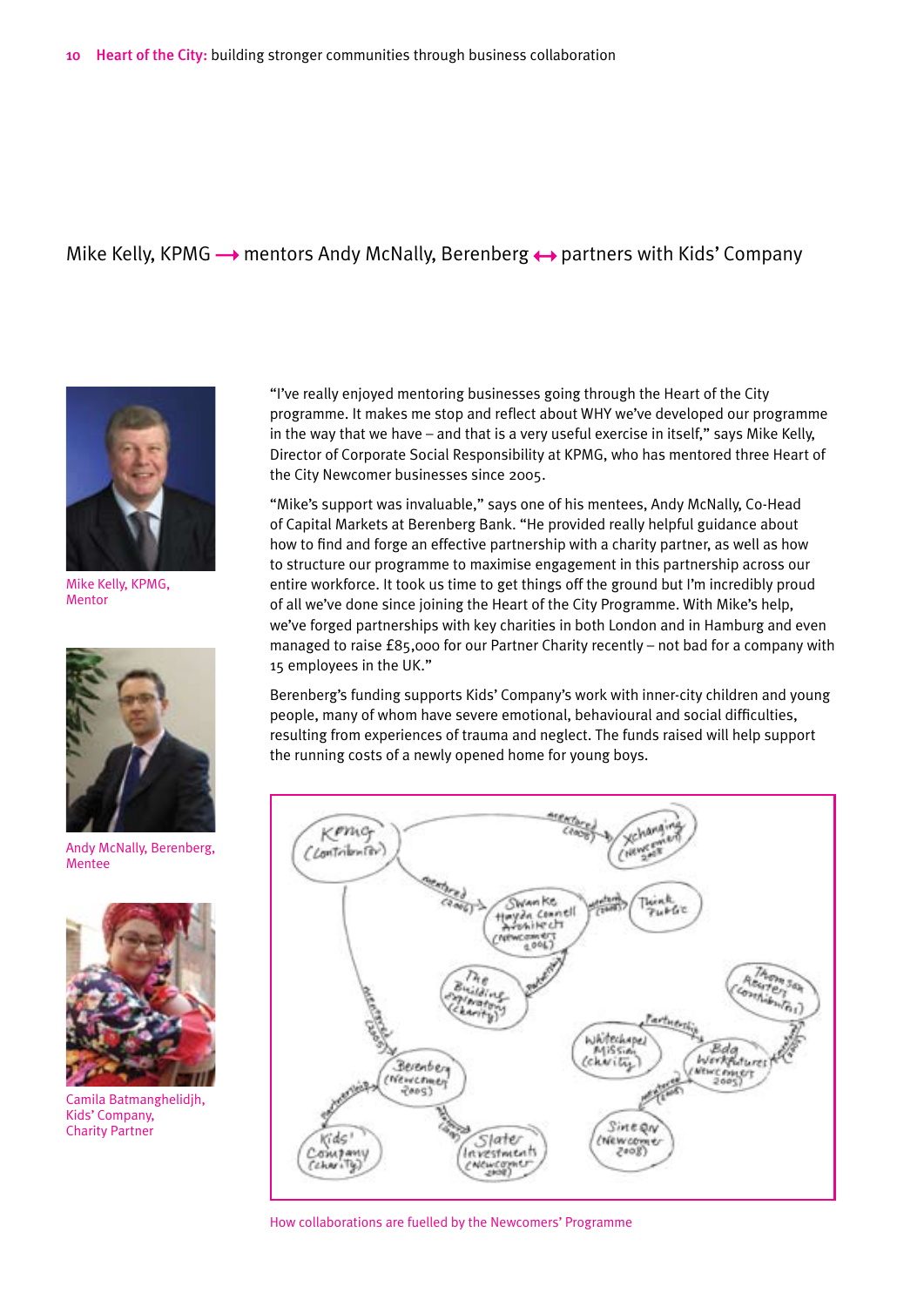## Mike Kelly, KPMG ⟶ mentors Andy McNally, Berenberg ⟷ partners with Kids' Company

Mike Kelly, KPMG, Mentor

Andy McNally, Berenberg, Mentee

Camila Batmanghelidjh, Kids' Company, Charity Partner

"I've really enjoyed mentoring businesses going through the Heart of the City programme. It makes me stop and reflect about WHY we've developed our programme in the way that we have – and that is a very useful exercise in itself," says Mike Kelly, Director of Corporate Social Responsibility at KPMG, who has mentored three Heart of the City Newcomer businesses since 2005.

"Mike's support was invaluable," says one of his mentees, Andy McNally, Co-Head of Capital Markets at Berenberg Bank. "He provided really helpful guidance about how to find and forge an effective partnership with a charity partner, as well as how to structure our programme to maximise engagement in this partnership across our entire workforce. It took us time to get things off the ground but I'm incredibly proud of all we've done since joining the Heart of the City Programme. With Mike's help, we've forged partnerships with key charities in both London and in Hamburg and even managed to raise £85,000 for our Partner Charity recently – not bad for a company with 15 employees in the UK."

Berenberg's funding supports Kids' Company's work with inner-city children and young people, many of whom have severe emotional, behavioural and social difficulties, resulting from experiences of trauma and neglect. The funds raised will help support the running costs of a newly opened home for young boys.

How collaborations are fuelled by the Newcomers' Programme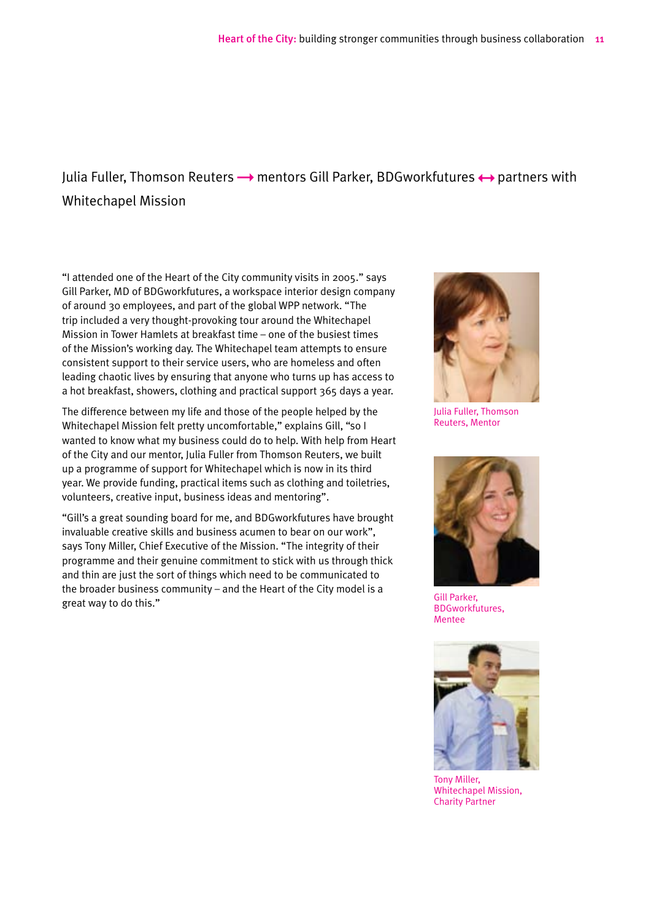## Julia Fuller, Thomson Reuters → mentors Gill Parker, BDGworkfutures ↔ partners with Whitechapel Mission

"I attended one of the Heart of the City community visits in 2005." says Gill Parker, MD of BDGworkfutures, a workspace interior design company of around 30 employees, and part of the global WPP network. "The trip included a very thought-provoking tour around the Whitechapel Mission in Tower Hamlets at breakfast time – one of the busiest times of the Mission's working day. The Whitechapel team attempts to ensure consistent support to their service users, who are homeless and often leading chaotic lives by ensuring that anyone who turns up has access to a hot breakfast, showers, clothing and practical support 365 days a year.

The difference between my life and those of the people helped by the Whitechapel Mission felt pretty uncomfortable," explains Gill, "so I wanted to know what my business could do to help. With help from Heart of the City and our mentor, Julia Fuller from Thomson Reuters, we built up a programme of support for Whitechapel which is now in its third year. We provide funding, practical items such as clothing and toiletries, volunteers, creative input, business ideas and mentoring".

"Gill's a great sounding board for me, and BDGworkfutures have brought invaluable creative skills and business acumen to bear on our work", says Tony Miller, Chief Executive of the Mission. "The integrity of their programme and their genuine commitment to stick with us through thick and thin are just the sort of things which need to be communicated to the broader business community – and the Heart of the City model is a great way to do this."

Julia Fuller, Thomson Reuters, Mentor

Gill Parker, BDGworkfutures, Mentee

Tony Miller, Whitechapel Mission, Charity Partner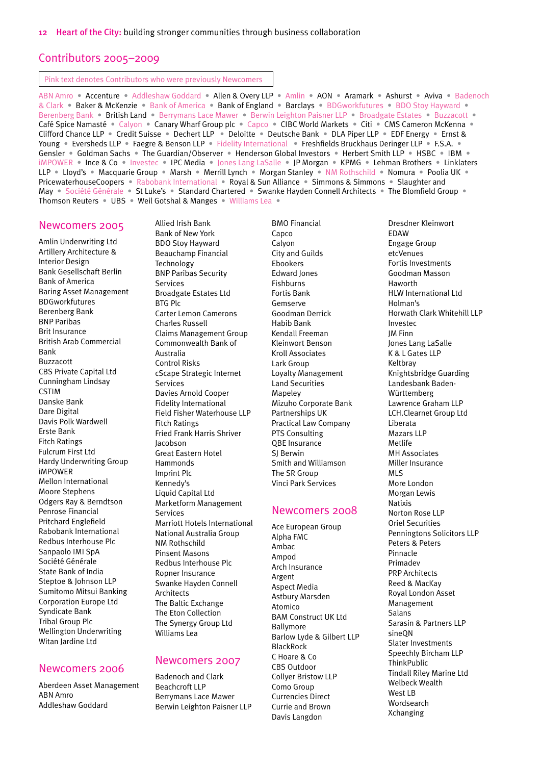## Contributors 2005–2009

Pink text denotes Contributors who were previously Newcomers

ABN Amro • Accenture • Addleshaw Goddard • Allen & Overy LLP • Amlin • AON • Aramark • Ashurst • Aviva • Badenoch & Clark • Baker & McKenzie • Bank of America • Bank of England • Barclays • BDGworkfutures • BDO Stoy Hayward • Berenberg Bank • British Land • Berrymans Lace Mawer • Berwin Leighton Paisner LLP • Broadgate Estates • Buzzacott • Café Spice Namasté • Calyon • Canary Wharf Group plc • Capco • CIBC World Markets • Citi • CMS Cameron McKenna • Clifford Chance LLP • Credit Suisse • Dechert LLP • Deloitte • Deutsche Bank • DLA Piper LLP • EDF Energy • Ernst & Young • Eversheds LLP • Faegre & Benson LLP • Fidelity International • Freshfields Bruckhaus Deringer LLP • F.S.A. • Gensler • Goldman Sachs • The Guardian/Observer • Henderson Global Investors • Herbert Smith LLP • HSBC • IBM • iMPOWER • Ince & Co • Investec • IPC Media • Jones Lang LaSalle • JP Morgan • KPMG • Lehman Brothers • Linklaters LLP • Lloyd's • Macquarie Group • Marsh • Merrill Lynch • Morgan Stanley • NM Rothschild • Nomura • Poolia UK • PricewaterhouseCoopers • Rabobank International • Royal & Sun Alliance • Simmons & Simmons • Slaughter and May • Société Générale • St Luke's • Standard Chartered • Swanke Hayden Connell Architects • The Blomfield Group • Thomson Reuters • UBS • Weil Gotshal & Manges • Williams Lea •

## Newcomers 2005

Amlin Underwriting Ltd
Artillery Architecture & Interior Design
Bank Gesellschaft Berlin
Bank of America
Baring Asset Management
BDGworkfutures
Berenberg Bank
BNP Paribas
Brit Insurance
British Arab Commercial Bank
Buzzacott
CBS Private Capital Ltd
Cunningham Lindsay
CSTIM
Danske Bank
Dare Digital
Davis Polk Wardwell
Erste Bank
Fitch Ratings
Fulcrum First Ltd
Hardy Underwriting Group
iMPOWER
Mellon International
Moore Stephens
Odgers Ray & Berndtson
Penrose Financial
Pritchard Englefield
Rabobank International
Redbus Interhouse Plc
Sanpaolo IMI SpA
Société Générale
State Bank of India
Steptoe & Johnson LLP
Sumitomo Mitsui Banking Corporation Europe Ltd
Syndicate Bank
Tribal Group Plc
Wellington Underwriting
Witan Jardine Ltd

## Newcomers 2006

Aberdeen Asset Management
ABN Amro
Addleshaw Goddard
Allied Irish Bank
Bank of New York
BDO Stoy Hayward
Beauchamp Financial Technology
BNP Paribas Security Services
Broadgate Estates Ltd
BTG Plc
Carter Lemon Camerons
Charles Russell
Claims Management Group
Commonwealth Bank of Australia
Control Risks
cScape Strategic Internet Services
Davies Arnold Cooper
Fidelity International
Field Fisher Waterhouse LLP
Fitch Ratings
Fried Frank Harris Shriver Jacobson
Great Eastern Hotel
Hammonds
Imprint Plc
Kennedy's
Liquid Capital Ltd
Marketform Management Services
Marriott Hotels International
National Australia Group
NM Rothschild
Pinsent Masons
Redbus Interhouse Plc
Ropner Insurance
Swanke Hayden Connell Architects
The Baltic Exchange
The Eton Collection
The Synergy Group Ltd
Williams Lea

## Newcomers 2007

Badenoch and Clark
Beachcroft LLP
Berrymans Lace Mawer
Berwin Leighton Paisner LLP
BMO Financial
Capco
Calyon
City and Guilds
Ebookers
Edward Jones
Fishburns
Fortis Bank
Gemserve
Goodman Derrick
Habib Bank
Kendall Freeman
Kleinwort Benson
Kroll Associates
Lark Group
Loyalty Management
Land Securities
Mapeley
Mizuho Corporate Bank
Partnerships UK
Practical Law Company
PTS Consulting
QBE Insurance
SJ Berwin
Smith and Williamson
The SR Group
Vinci Park Services

## Newcomers 2008

Ace European Group
Alpha FMC
Ambac
Ampod
Arch Insurance
Argent
Aspect Media
Astbury Marsden
Atomico
BAM Construct UK Ltd
Ballymore
Barlow Lyde & Gilbert LLP
BlackRock
C Hoare & Co
CBS Outdoor
Collyer Bristow LLP
Como Group
Currencies Direct
Currie and Brown
Davis Langdon
Dresdner Kleinwort
EDAW
Engage Group
etcVenues
Fortis Investments
Goodman Masson
Haworth
HLW International Ltd
Holman's
Horwath Clark Whitehill LLP
Investec
JM Finn
Jones Lang LaSalle
K & L Gates LLP
Keltbray
Knightsbridge Guarding
Landesbank Baden-Württemberg
Lawrence Graham LLP
LCH.Clearnet Group Ltd
Liberata
Mazars LLP
Metlife
MH Associates
Miller Insurance
MLS
More London
Morgan Lewis
Natixis
Norton Rose LLP
Oriel Securities
Penningtons Solicitors LLP
Peters & Peters
Pinnacle
Primadev
PRP Architects
Reed & MacKay
Royal London Asset Management
Salans
Sarasin & Partners LLP
sineQN
Slater Investments
Speechly Bircham LLP
ThinkPublic
Tindall Riley Marine Ltd
Welbeck Wealth
West LB
Wordsearch
Xchanging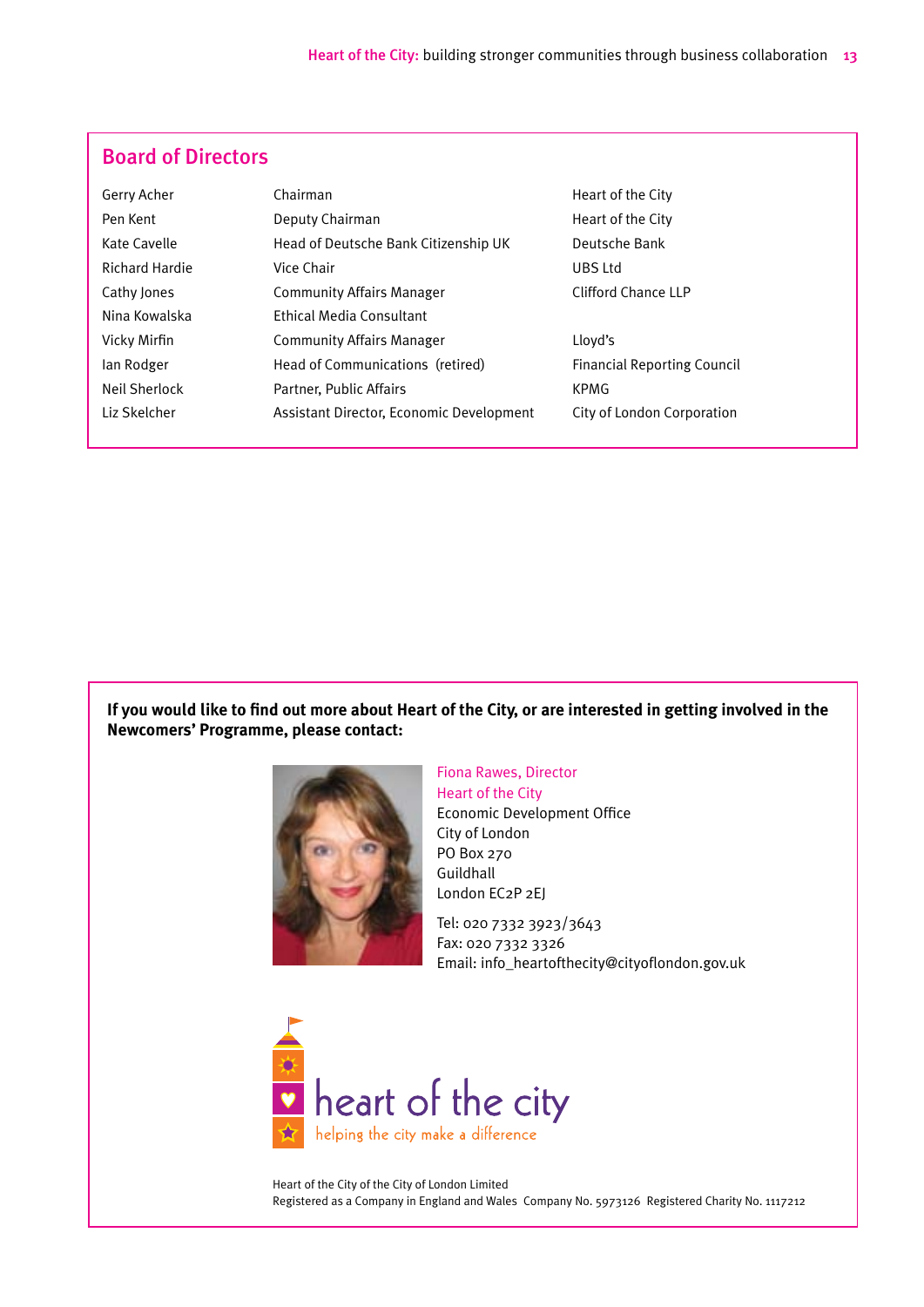## Board of Directors

| | | |
|---|---|---|
| Gerry Acher | Chairman | Heart of the City |
| Pen Kent | Deputy Chairman | Heart of the City |
| Kate Cavelle | Head of Deutsche Bank Citizenship UK | Deutsche Bank |
| Richard Hardie | Vice Chair | UBS Ltd |
| Cathy Jones | Community Affairs Manager | Clifford Chance LLP |
| Nina Kowalska | Ethical Media Consultant | |
| Vicky Mirfin | Community Affairs Manager | Lloyd's |
| Ian Rodger | Head of Communications (retired) | Financial Reporting Council |
| Neil Sherlock | Partner, Public Affairs | KPMG |
| Liz Skelcher | Assistant Director, Economic Development | City of London Corporation |

**If you would like to find out more about Heart of the City, or are interested in getting involved in the Newcomers' Programme, please contact:**

Fiona Rawes, Director
Heart of the City
Economic Development Office
City of London
PO Box 270
Guildhall
London EC2P 2EJ

Tel: 020 7332 3923/3643
Fax: 020 7332 3326
Email: info_heartofthecity@cityoflondon.gov.uk

heart of the city
helping the city make a difference

Heart of the City of the City of London Limited
Registered as a Company in England and Wales Company No. 5973126 Registered Charity No. 1117212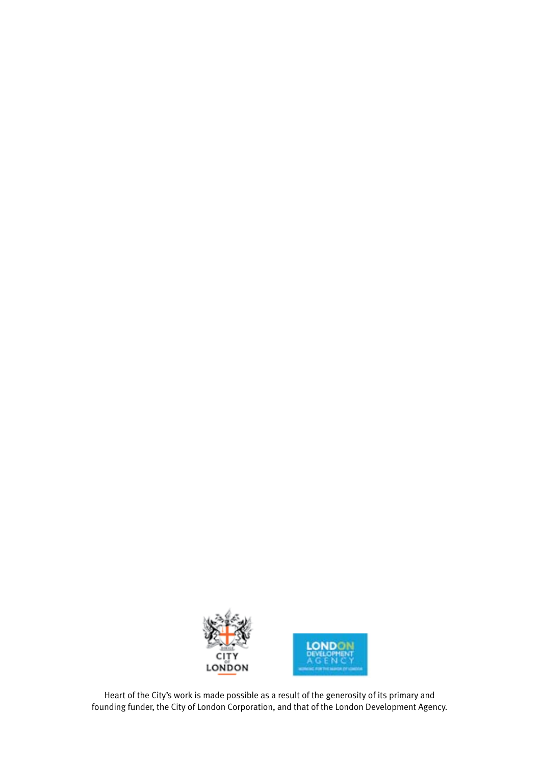Heart of the City's work is made possible as a result of the generosity of its primary and founding funder, the City of London Corporation, and that of the London Development Agency.